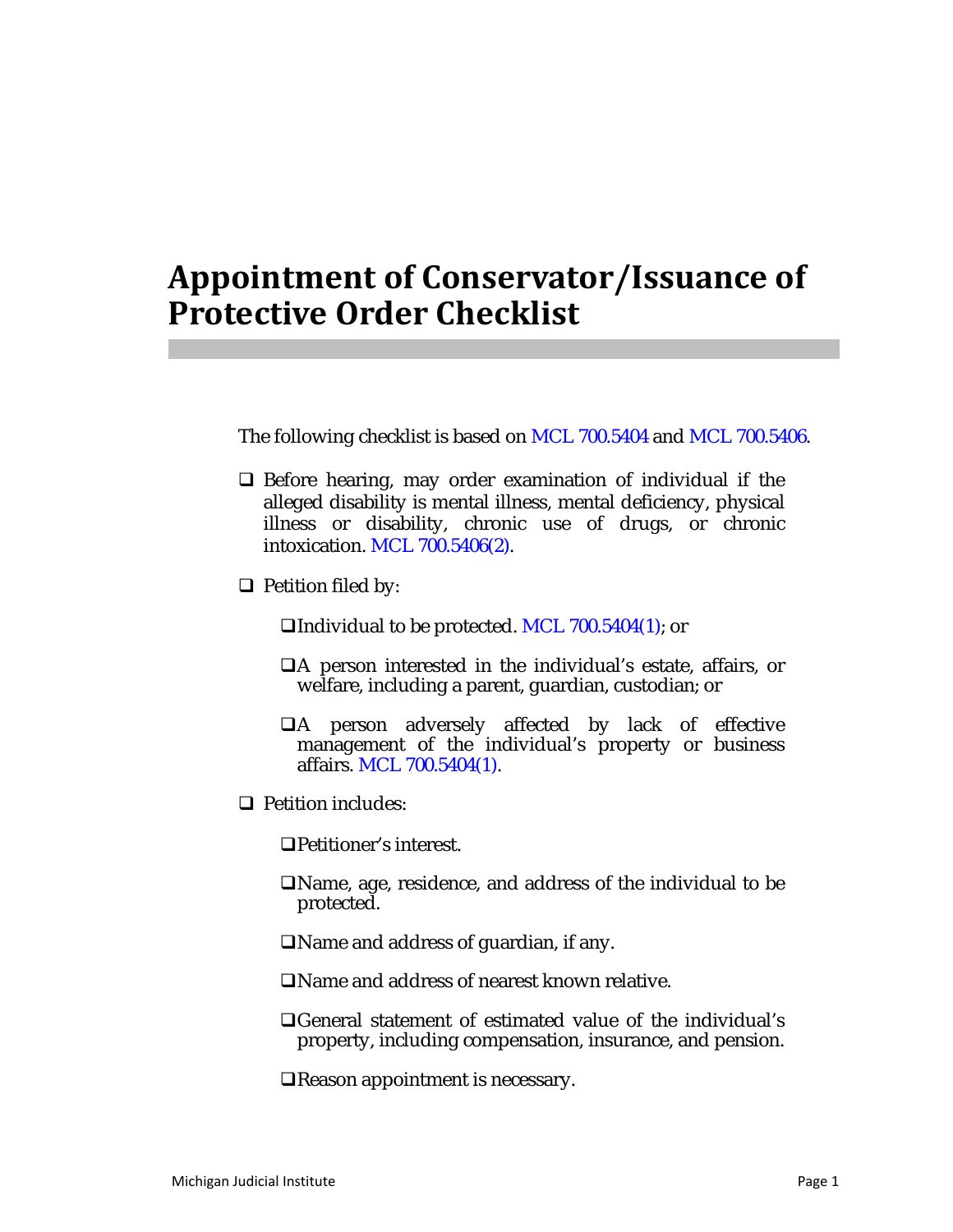# Appointment of Conservator/Issuance of Protective Order Checklist

The following checklist is based on MCL 700.5404 and MCL 700.5406.

- ❑ Before hearing, may order examination of individual if the alleged disability is mental illness, mental deficiency, physical illness or disability, chronic use of drugs, or chronic intoxication. MCL 700.5406(2).

- ❑ Petition filed by:

  - ❑ Individual to be protected. MCL 700.5404(1); or

  - ❑ A person interested in the individual's estate, affairs, or welfare, including a parent, guardian, custodian; or

  - ❑ A person adversely affected by lack of effective management of the individual's property or business affairs. MCL 700.5404(1).

- ❑ Petition includes:

  - ❑ Petitioner's interest.

  - ❑ Name, age, residence, and address of the individual to be protected.

  - ❑ Name and address of guardian, if any.

  - ❑ Name and address of nearest known relative.

  - ❑ General statement of estimated value of the individual's property, including compensation, insurance, and pension.

  - ❑ Reason appointment is necessary.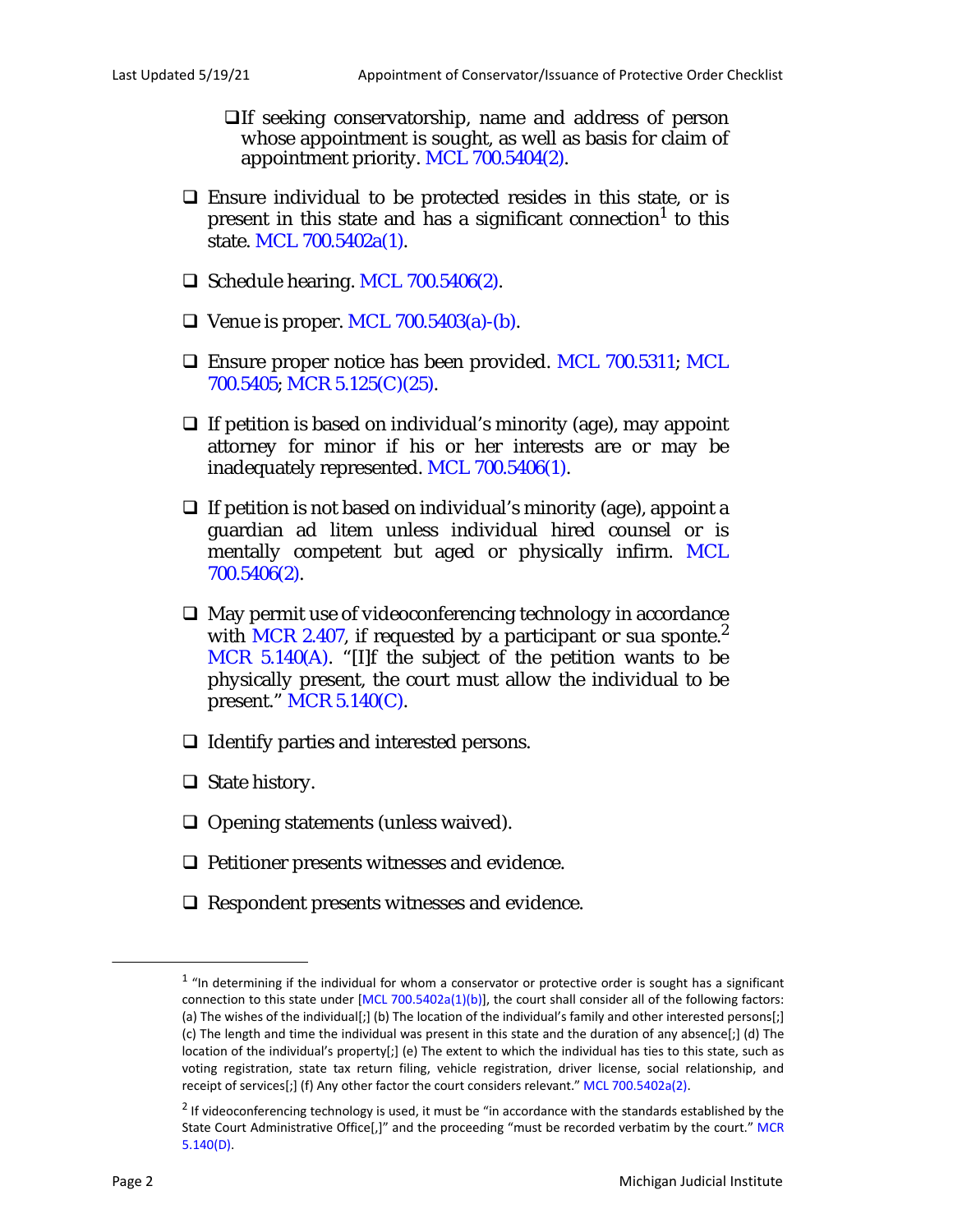- ❑ If seeking conservatorship, name and address of person whose appointment is sought, as well as basis for claim of appointment priority. MCL 700.5404(2).

❑ Ensure individual to be protected resides in this state, or is present in this state and has a significant connection[1] to this state. MCL 700.5402a(1).

❑ Schedule hearing. MCL 700.5406(2).

❑ Venue is proper. MCL 700.5403(a)-(b).

❑ Ensure proper notice has been provided. MCL 700.5311; MCL 700.5405; MCR 5.125(C)(25).

❑ If petition is based on individual's minority (age), may appoint attorney for minor if his or her interests are or may be inadequately represented. MCL 700.5406(1).

❑ If petition is not based on individual's minority (age), appoint a guardian ad litem unless individual hired counsel or is mentally competent but aged or physically infirm. MCL 700.5406(2).

❑ May permit use of videoconferencing technology in accordance with MCR 2.407, if requested by a participant or sua sponte.[2] MCR 5.140(A). "[I]f the subject of the petition wants to be physically present, the court must allow the individual to be present." MCR 5.140(C).

❑ Identify parties and interested persons.

❑ State history.

❑ Opening statements (unless waived).

❑ Petitioner presents witnesses and evidence.

❑ Respondent presents witnesses and evidence.

---

[1] "In determining if the individual for whom a conservator or protective order is sought has a significant connection to this state under [MCL 700.5402a(1)(b)], the court shall consider all of the following factors: (a) The wishes of the individual[;] (b) The location of the individual's family and other interested persons[;] (c) The length and time the individual was present in this state and the duration of any absence[;] (d) The location of the individual's property[;] (e) The extent to which the individual has ties to this state, such as voting registration, state tax return filing, vehicle registration, driver license, social relationship, and receipt of services[;] (f) Any other factor the court considers relevant." MCL 700.5402a(2).

[2] If videoconferencing technology is used, it must be "in accordance with the standards established by the State Court Administrative Office[,]" and the proceeding "must be recorded verbatim by the court." MCR 5.140(D).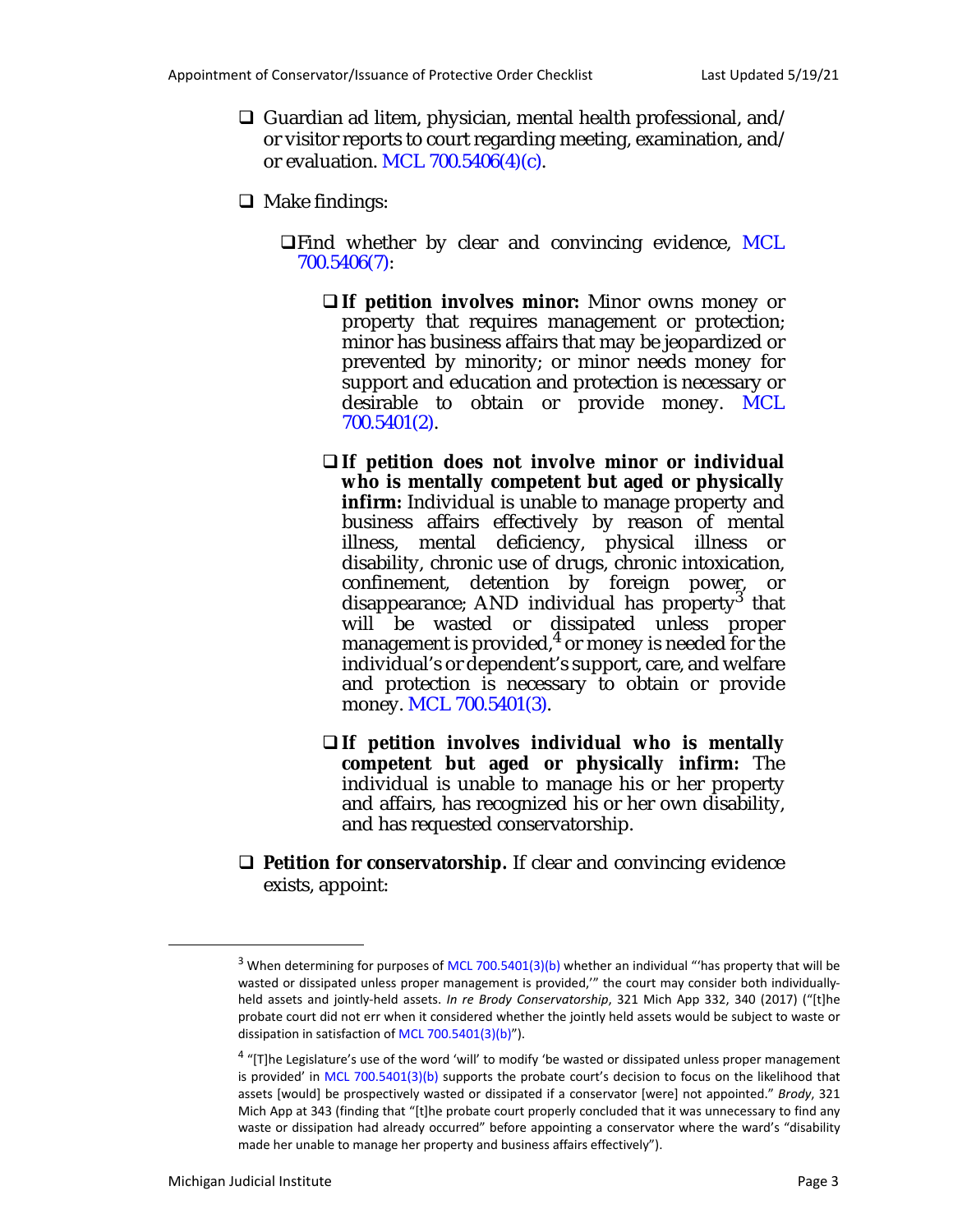- ❑ Guardian ad litem, physician, mental health professional, and/or visitor reports to court regarding meeting, examination, and/or evaluation. MCL 700.5406(4)(c).

- ❑ Make findings:

  - ❑ Find whether by clear and convincing evidence, MCL 700.5406(7):

    - ❑ **If petition involves minor:** Minor owns money or property that requires management or protection; minor has business affairs that may be jeopardized or prevented by minority; or minor needs money for support and education and protection is necessary or desirable to obtain or provide money. MCL 700.5401(2).

    - ❑ **If petition does not involve minor or individual who is mentally competent but aged or physically infirm:** Individual is unable to manage property and business affairs effectively by reason of mental illness, mental deficiency, physical illness or disability, chronic use of drugs, chronic intoxication, confinement, detention by foreign power, or disappearance; AND individual has property[3] that will be wasted or dissipated unless proper management is provided,[4] or money is needed for the individual's or dependent's support, care, and welfare and protection is necessary to obtain or provide money. MCL 700.5401(3).

    - ❑ **If petition involves individual who is mentally competent but aged or physically infirm:** The individual is unable to manage his or her property and affairs, has recognized his or her own disability, and has requested conservatorship.

- ❑ **Petition for conservatorship.** If clear and convincing evidence exists, appoint:

---

[3] When determining for purposes of MCL 700.5401(3)(b) whether an individual "'has property that will be wasted or dissipated unless proper management is provided,'" the court may consider both individually-held assets and jointly-held assets. *In re Brody Conservatorship*, 321 Mich App 332, 340 (2017) ("[t]he probate court did not err when it considered whether the jointly held assets would be subject to waste or dissipation in satisfaction of MCL 700.5401(3)(b)").

[4] "[T]he Legislature's use of the word 'will' to modify 'be wasted or dissipated unless proper management is provided' in MCL 700.5401(3)(b) supports the probate court's decision to focus on the likelihood that assets [would] be prospectively wasted or dissipated if a conservator [were] not appointed." *Brody*, 321 Mich App at 343 (finding that "[t]he probate court properly concluded that it was unnecessary to find any waste or dissipation had already occurred" before appointing a conservator where the ward's "disability made her unable to manage her property and business affairs effectively").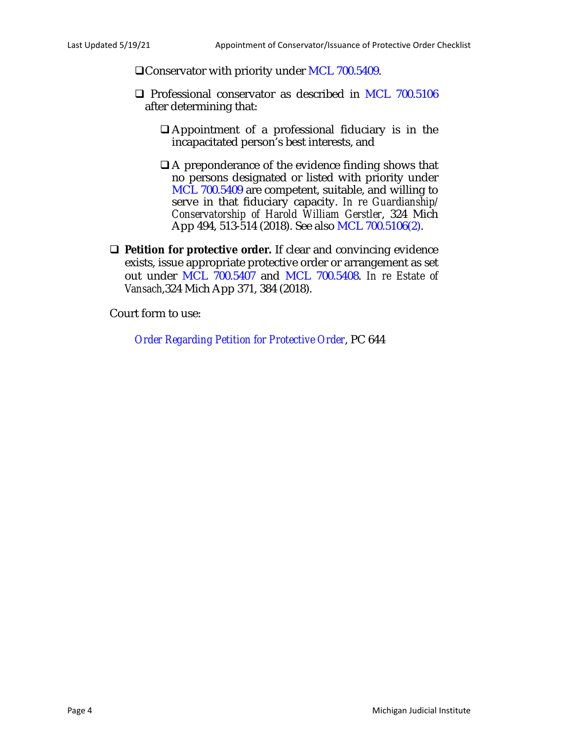- ❑ Conservator with priority under MCL 700.5409.

- ❑ Professional conservator as described in MCL 700.5106 after determining that:

  - ❑ Appointment of a professional fiduciary is in the incapacitated person's best interests, and

  - ❑ A preponderance of the evidence finding shows that no persons designated or listed with priority under MCL 700.5409 are competent, suitable, and willing to serve in that fiduciary capacity. *In re Guardianship/Conservatorship of Harold William Gerstler*, 324 Mich App 494, 513-514 (2018). See also MCL 700.5106(2).

❑ **Petition for protective order.** If clear and convincing evidence exists, issue appropriate protective order or arrangement as set out under MCL 700.5407 and MCL 700.5408. *In re Estate of Vansach*,324 Mich App 371, 384 (2018).

Court form to use:

*Order Regarding Petition for Protective Order*, PC 644